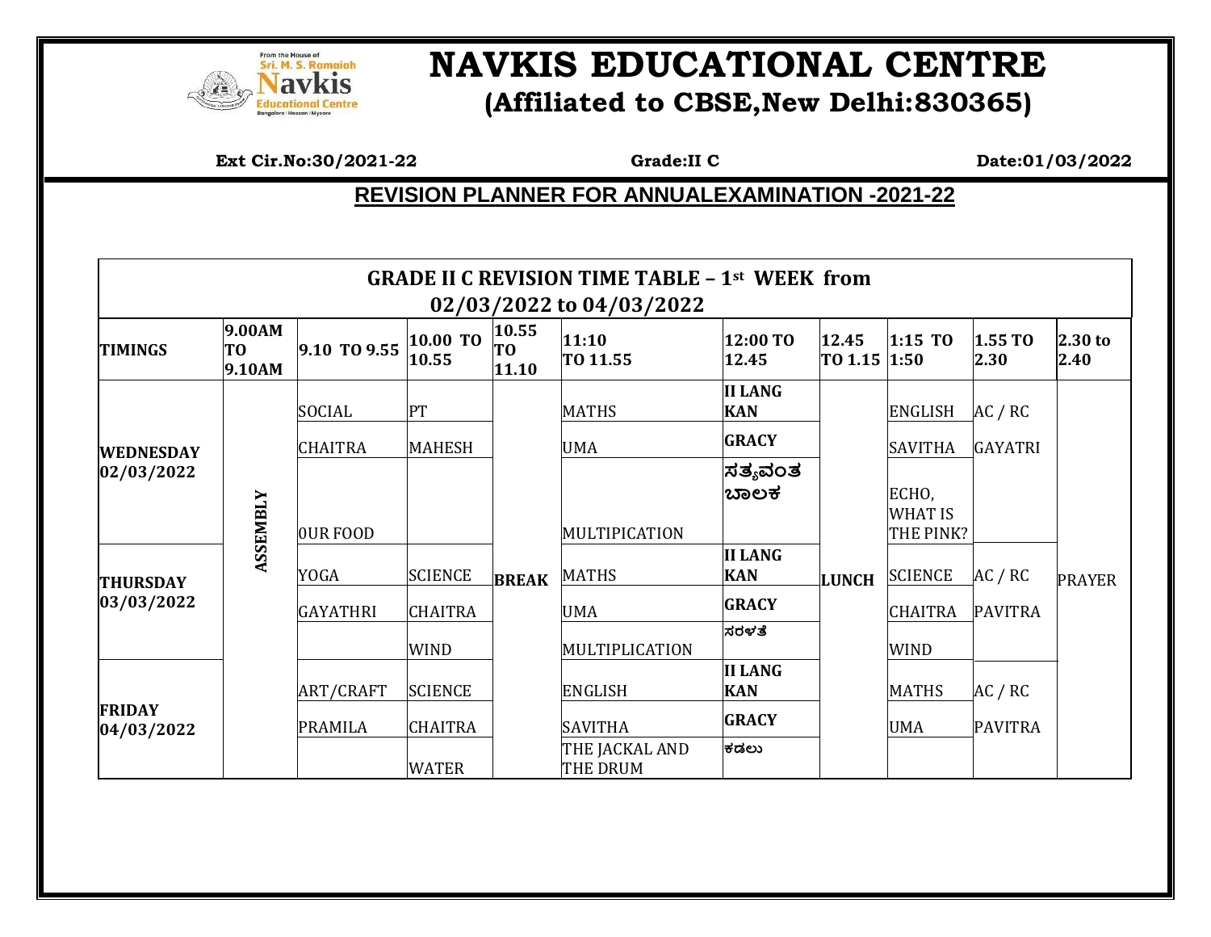# NAVKIS EDUCATIONAL CENTRE

## (Affiliated to CBSE,New Delhi:830365)

**Ext Cir.No:30/2021-22** **Grade:II C** **Date:01/03/2022**

## REVISION PLANNER FOR ANNUALEXAMINATION -2021-22

### GRADE II C REVISION TIME TABLE – 1st WEEK from 02/03/2022 to 04/03/2022

| TIMINGS | 9.00AM TO 9.10AM | 9.10 TO 9.55 | 10.00 TO 10.55 | 10.55 TO 11.10 | 11:10 TO 11.55 | 12:00 TO 12.45 | 12.45 TO 1.15 | 1:15 TO 1:50 | 1.55 TO 2.30 | 2.30 to 2.40 |
|---|---|---|---|---|---|---|---|---|---|---|
| WEDNESDAY 02/03/2022 | ASSEMBLY | SOCIAL | PT | BREAK | MATHS | II LANG KAN | LUNCH | ENGLISH | AC / RC | PRAYER |
| | | CHAITRA | MAHESH | | UMA | GRACY | | SAVITHA | GAYATRI | |
| | | OUR FOOD | | | MULTIPICATION | ಸತ್ಯವಂತ ಬಾಲಕ | | ECHO, WHAT IS THE PINK? | | |
| THURSDAY 03/03/2022 | | YOGA | SCIENCE | | MATHS | II LANG KAN | | SCIENCE | AC / RC | |
| | | GAYATHRI | CHAITRA | | UMA | GRACY | | CHAITRA | PAVITRA | |
| | | | WIND | | MULTIPLICATION | ಸರಳತೆ | | WIND | | |
| FRIDAY 04/03/2022 | | ART/CRAFT | SCIENCE | | ENGLISH | II LANG KAN | | MATHS | AC / RC | |
| | | PRAMILA | CHAITRA | | SAVITHA | GRACY | | UMA | PAVITRA | |
| | | | WATER | | THE JACKAL AND THE DRUM | ಕಡಲು | | | | |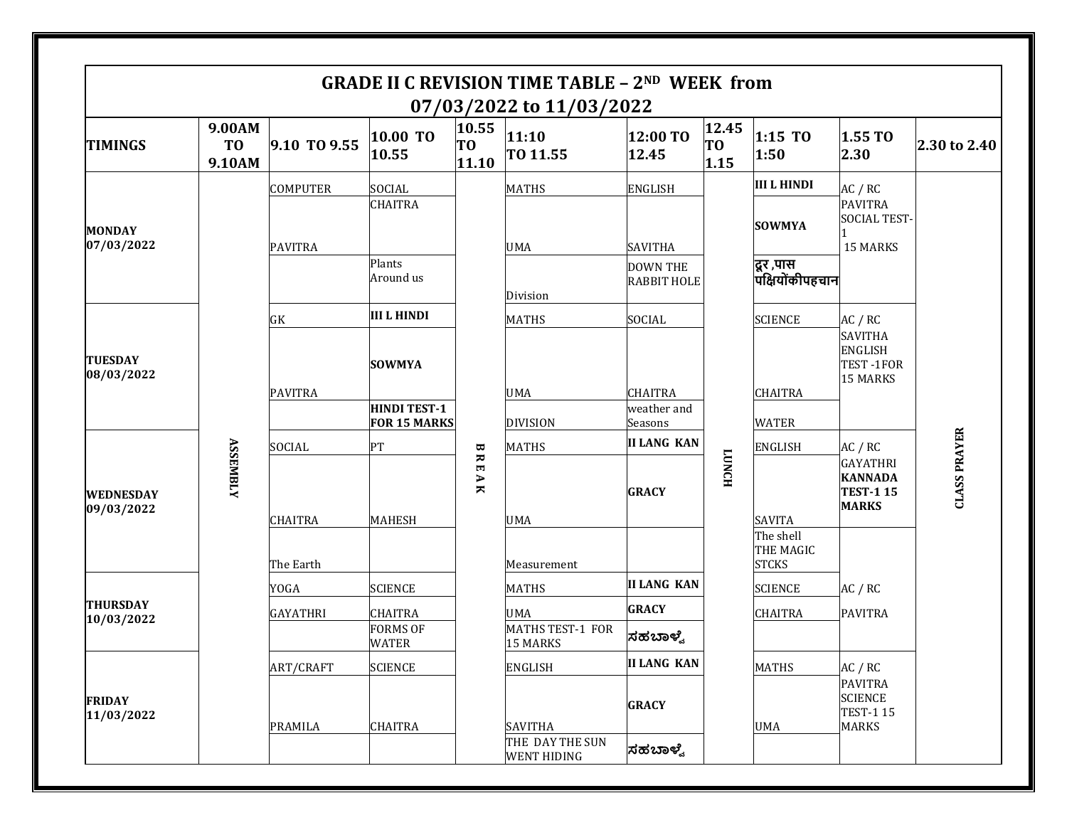# GRADE II C REVISION TIME TABLE – 2ND WEEK from 07/03/2022 to 11/03/2022

| TIMINGS | 9.00AM TO 9.10AM | 9.10 TO 9.55 | 10.00 TO 10.55 | 10.55 TO 11.10 | 11:10 TO 11.55 | 12:00 TO 12.45 | 12.45 TO 1.15 | 1:15 TO 1:50 | 1.55 TO 2.30 | 2.30 to 2.40 |
|---|---|---|---|---|---|---|---|---|---|---|
| MONDAY 07/03/2022 | ASSEMBLY | COMPUTER<br>PAVITRA | SOCIAL<br>CHAITRA<br>Plants Around us | BREAK | MATHS<br>UMA<br>Division | ENGLISH<br>SAVITHA<br>DOWN THE RABBIT HOLE | LUNCH | **III L HINDI**<br>**SOWMYA**<br>**दूर ,पास पक्षियोंकीपहचान** | AC / RC<br>PAVITRA<br>SOCIAL TEST-1<br>15 MARKS | CLASS PRAYER |
| TUESDAY 08/03/2022 | | GK<br>PAVITRA | **III L HINDI**<br>**SOWMYA**<br>**HINDI TEST-1 FOR 15 MARKS** | | MATHS<br>UMA<br>DIVISION | SOCIAL<br>CHAITRA<br>weather and Seasons | | SCIENCE<br>CHAITRA<br>WATER | AC / RC<br>SAVITHA<br>ENGLISH TEST -1FOR 15 MARKS | |
| WEDNESDAY 09/03/2022 | | SOCIAL<br>CHAITRA<br>The Earth | PT<br>MAHESH | | MATHS<br>UMA<br>Measurement | **II LANG KAN**<br>**GRACY** | | ENGLISH<br>SAVITA<br>The shell<br>THE MAGIC STCKS | AC / RC<br>GAYATHRI<br>**KANNADA TEST-1 15 MARKS** | |
| THURSDAY 10/03/2022 | | YOGA<br>GAYATHRI | SCIENCE<br>CHAITRA<br>FORMS OF WATER | | MATHS<br>UMA<br>MATHS TEST-1 FOR 15 MARKS | **II LANG KAN**<br>**GRACY**<br>**ಸಹಬಾಳ್ವೆ** | | SCIENCE<br>CHAITRA | AC / RC<br>PAVITRA | |
| FRIDAY 11/03/2022 | | ART/CRAFT<br>PRAMILA | SCIENCE<br>CHAITRA | | ENGLISH<br>SAVITHA<br>THE DAY THE SUN WENT HIDING | **II LANG KAN**<br>**GRACY**<br>**ಸಹಬಾಳ್ವೆ** | | MATHS<br>UMA | AC / RC<br>PAVITRA<br>SCIENCE TEST-1 15 MARKS | |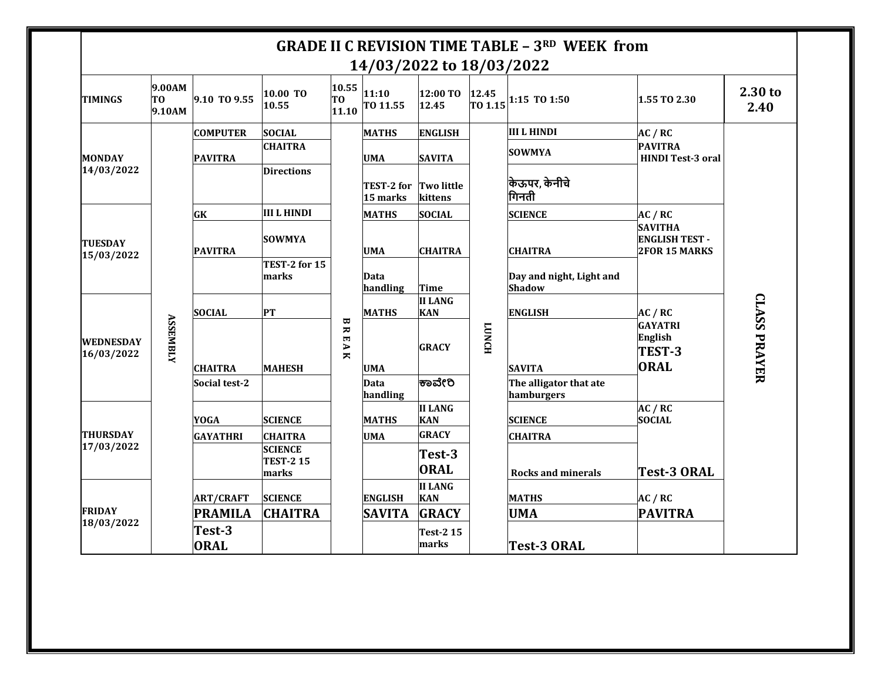# GRADE II C REVISION TIME TABLE – 3RD WEEK from 14/03/2022 to 18/03/2022

| TIMINGS | 9.00AM TO 9.10AM | 9.10 TO 9.55 | 10.00 TO 10.55 | 10.55 TO 11.10 | 11:10 TO 11.55 | 12:00 TO 12.45 | 12.45 TO 1.15 | 1:15 TO 1:50 | 1.55 TO 2.30 | 2.30 to 2.40 |
|---|---|---|---|---|---|---|---|---|---|---|
| MONDAY 14/03/2022 | ASSEMBLY | COMPUTER | SOCIAL | BREAK | MATHS | ENGLISH | LUNCH | III L HINDI | AC / RC | CLASS PRAYER |
| | | PAVITRA | CHAITRA | | UMA | SAVITA | | SOWMYA | PAVITRA HINDI Test-3 oral | |
| | | | Directions | | TEST-2 for 15 marks | Two little kittens | | केऊपर, केनीचे गिनती | | |
| TUESDAY 15/03/2022 | | GK | III L HINDI | | MATHS | SOCIAL | | SCIENCE | AC / RC | |
| | | PAVITRA | SOWMYA | | UMA | CHAITRA | | CHAITRA | SAVITHA ENGLISH TEST - 2FOR 15 MARKS | |
| | | | TEST-2 for 15 marks | | Data handling | Time | | Day and night, Light and Shadow | | |
| WEDNESDAY 16/03/2022 | | SOCIAL | PT | | MATHS | II LANG KAN | | ENGLISH | AC / RC | |
| | | CHAITRA | MAHESH | | UMA | GRACY | | SAVITA | GAYATRI English TEST-3 ORAL | |
| | | Social test-2 | | | Data handling | ಕಾವೇರಿ | | The alligator that ate hamburgers | | |
| THURSDAY 17/03/2022 | | YOGA | SCIENCE | | MATHS | II LANG KAN | | SCIENCE | AC / RC SOCIAL | |
| | | GAYATHRI | CHAITRA | | UMA | GRACY | | CHAITRA | | |
| | | | SCIENCE TEST-2 15 marks | | | Test-3 ORAL | | Rocks and minerals | Test-3 ORAL | |
| FRIDAY 18/03/2022 | | ART/CRAFT | SCIENCE | | ENGLISH | II LANG KAN | | MATHS | AC / RC | |
| | | PRAMILA | CHAITRA | | SAVITA | GRACY | | UMA | PAVITRA | |
| | | Test-3 ORAL | | | | Test-2 15 marks | | Test-3 ORAL | | |